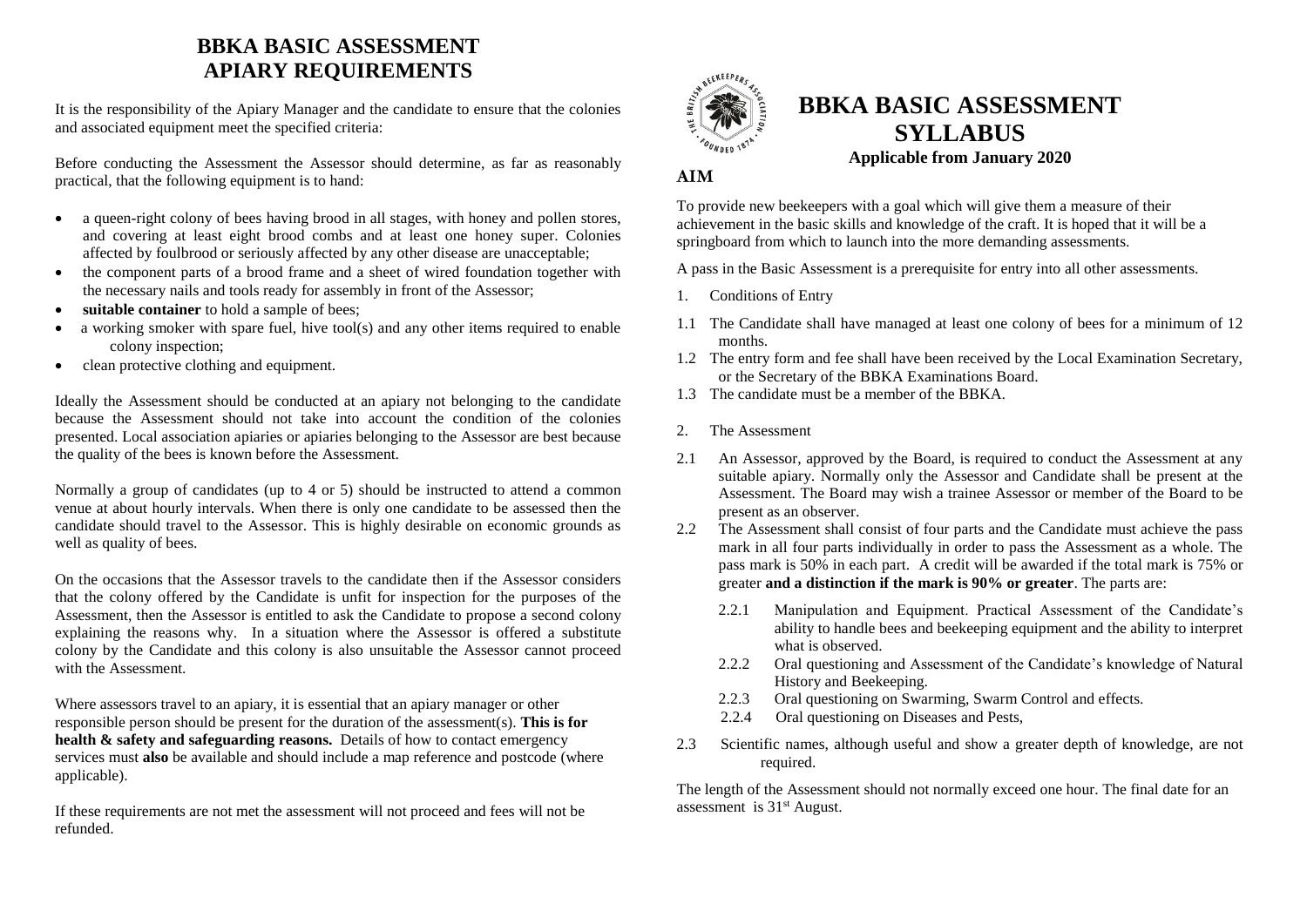# BBKA BASIC ASSESSMENT
# APIARY REQUIREMENTS

It is the responsibility of the Apiary Manager and the candidate to ensure that the colonies and associated equipment meet the specified criteria:

Before conducting the Assessment the Assessor should determine, as far as reasonably practical, that the following equipment is to hand:

- a queen-right colony of bees having brood in all stages, with honey and pollen stores, and covering at least eight brood combs and at least one honey super. Colonies affected by foulbrood or seriously affected by any other disease are unacceptable;
- the component parts of a brood frame and a sheet of wired foundation together with the necessary nails and tools ready for assembly in front of the Assessor;
- **suitable container** to hold a sample of bees;
- a working smoker with spare fuel, hive tool(s) and any other items required to enable colony inspection;
- clean protective clothing and equipment.

Ideally the Assessment should be conducted at an apiary not belonging to the candidate because the Assessment should not take into account the condition of the colonies presented. Local association apiaries or apiaries belonging to the Assessor are best because the quality of the bees is known before the Assessment.

Normally a group of candidates (up to 4 or 5) should be instructed to attend a common venue at about hourly intervals. When there is only one candidate to be assessed then the candidate should travel to the Assessor. This is highly desirable on economic grounds as well as quality of bees.

On the occasions that the Assessor travels to the candidate then if the Assessor considers that the colony offered by the Candidate is unfit for inspection for the purposes of the Assessment, then the Assessor is entitled to ask the Candidate to propose a second colony explaining the reasons why. In a situation where the Assessor is offered a substitute colony by the Candidate and this colony is also unsuitable the Assessor cannot proceed with the Assessment.

Where assessors travel to an apiary, it is essential that an apiary manager or other responsible person should be present for the duration of the assessment(s). **This is for health & safety and safeguarding reasons.** Details of how to contact emergency services must **also** be available and should include a map reference and postcode (where applicable).

If these requirements are not met the assessment will not proceed and fees will not be refunded.

# BBKA BASIC ASSESSMENT SYLLABUS

**Applicable from January 2020**

## AIM

To provide new beekeepers with a goal which will give them a measure of their achievement in the basic skills and knowledge of the craft. It is hoped that it will be a springboard from which to launch into the more demanding assessments.

A pass in the Basic Assessment is a prerequisite for entry into all other assessments.

1. Conditions of Entry

1.1 The Candidate shall have managed at least one colony of bees for a minimum of 12 months.

1.2 The entry form and fee shall have been received by the Local Examination Secretary, or the Secretary of the BBKA Examinations Board.

1.3 The candidate must be a member of the BBKA.

2. The Assessment

2.1 An Assessor, approved by the Board, is required to conduct the Assessment at any suitable apiary. Normally only the Assessor and Candidate shall be present at the Assessment. The Board may wish a trainee Assessor or member of the Board to be present as an observer.

2.2 The Assessment shall consist of four parts and the Candidate must achieve the pass mark in all four parts individually in order to pass the Assessment as a whole. The pass mark is 50% in each part. A credit will be awarded if the total mark is 75% or greater **and a distinction if the mark is 90% or greater**. The parts are:

2.2.1 Manipulation and Equipment. Practical Assessment of the Candidate's ability to handle bees and beekeeping equipment and the ability to interpret what is observed.

2.2.2 Oral questioning and Assessment of the Candidate's knowledge of Natural History and Beekeeping.

2.2.3 Oral questioning on Swarming, Swarm Control and effects.

2.2.4 Oral questioning on Diseases and Pests,

2.3 Scientific names, although useful and show a greater depth of knowledge, are not required.

The length of the Assessment should not normally exceed one hour. The final date for an assessment is 31st August.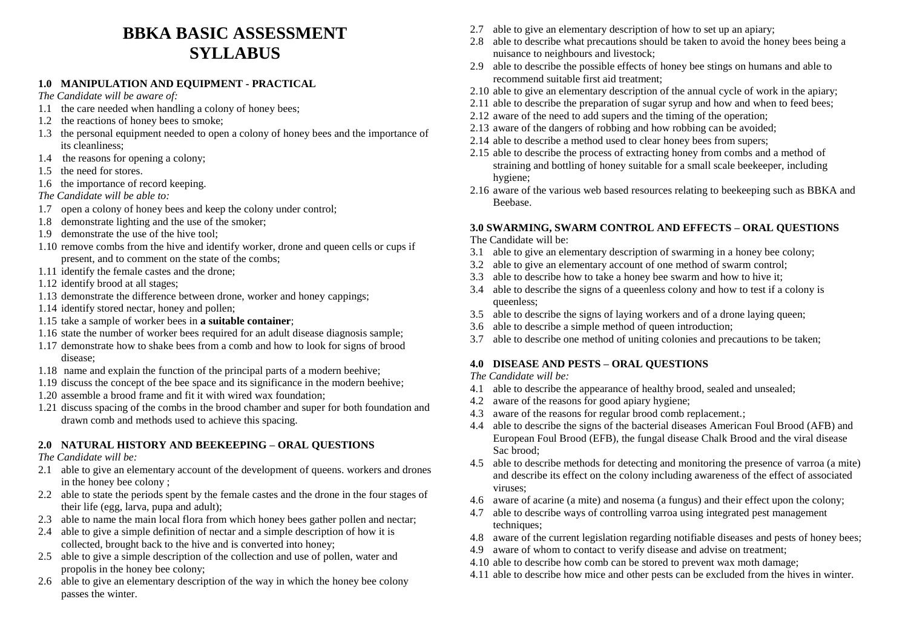# BBKA BASIC ASSESSMENT SYLLABUS

## 1.0 MANIPULATION AND EQUIPMENT - PRACTICAL

*The Candidate will be aware of:*

- 1.1 the care needed when handling a colony of honey bees;
- 1.2 the reactions of honey bees to smoke;
- 1.3 the personal equipment needed to open a colony of honey bees and the importance of its cleanliness;
- 1.4 the reasons for opening a colony;
- 1.5 the need for stores.
- 1.6 the importance of record keeping.

*The Candidate will be able to:*

- 1.7 open a colony of honey bees and keep the colony under control;
- 1.8 demonstrate lighting and the use of the smoker;
- 1.9 demonstrate the use of the hive tool;
- 1.10 remove combs from the hive and identify worker, drone and queen cells or cups if present, and to comment on the state of the combs;
- 1.11 identify the female castes and the drone;
- 1.12 identify brood at all stages;
- 1.13 demonstrate the difference between drone, worker and honey cappings;
- 1.14 identify stored nectar, honey and pollen;
- 1.15 take a sample of worker bees in **a suitable container**;
- 1.16 state the number of worker bees required for an adult disease diagnosis sample;
- 1.17 demonstrate how to shake bees from a comb and how to look for signs of brood disease;
- 1.18 name and explain the function of the principal parts of a modern beehive;
- 1.19 discuss the concept of the bee space and its significance in the modern beehive;
- 1.20 assemble a brood frame and fit it with wired wax foundation;
- 1.21 discuss spacing of the combs in the brood chamber and super for both foundation and drawn comb and methods used to achieve this spacing.

## 2.0 NATURAL HISTORY AND BEEKEEPING – ORAL QUESTIONS

*The Candidate will be:*

- 2.1 able to give an elementary account of the development of queens. workers and drones in the honey bee colony ;
- 2.2 able to state the periods spent by the female castes and the drone in the four stages of their life (egg, larva, pupa and adult);
- 2.3 able to name the main local flora from which honey bees gather pollen and nectar;
- 2.4 able to give a simple definition of nectar and a simple description of how it is collected, brought back to the hive and is converted into honey;
- 2.5 able to give a simple description of the collection and use of pollen, water and propolis in the honey bee colony;
- 2.6 able to give an elementary description of the way in which the honey bee colony passes the winter.
- 2.7 able to give an elementary description of how to set up an apiary;
- 2.8 able to describe what precautions should be taken to avoid the honey bees being a nuisance to neighbours and livestock;
- 2.9 able to describe the possible effects of honey bee stings on humans and able to recommend suitable first aid treatment;
- 2.10 able to give an elementary description of the annual cycle of work in the apiary;
- 2.11 able to describe the preparation of sugar syrup and how and when to feed bees;
- 2.12 aware of the need to add supers and the timing of the operation;
- 2.13 aware of the dangers of robbing and how robbing can be avoided;
- 2.14 able to describe a method used to clear honey bees from supers;
- 2.15 able to describe the process of extracting honey from combs and a method of straining and bottling of honey suitable for a small scale beekeeper, including hygiene;
- 2.16 aware of the various web based resources relating to beekeeping such as BBKA and Beebase.

## 3.0 SWARMING, SWARM CONTROL AND EFFECTS – ORAL QUESTIONS

The Candidate will be:

- 3.1 able to give an elementary description of swarming in a honey bee colony;
- 3.2 able to give an elementary account of one method of swarm control;
- 3.3 able to describe how to take a honey bee swarm and how to hive it;
- 3.4 able to describe the signs of a queenless colony and how to test if a colony is queenless;
- 3.5 able to describe the signs of laying workers and of a drone laying queen;
- 3.6 able to describe a simple method of queen introduction;
- 3.7 able to describe one method of uniting colonies and precautions to be taken;

## 4.0 DISEASE AND PESTS – ORAL QUESTIONS

*The Candidate will be:*

- 4.1 able to describe the appearance of healthy brood, sealed and unsealed;
- 4.2 aware of the reasons for good apiary hygiene;
- 4.3 aware of the reasons for regular brood comb replacement.;
- 4.4 able to describe the signs of the bacterial diseases American Foul Brood (AFB) and European Foul Brood (EFB), the fungal disease Chalk Brood and the viral disease Sac brood;
- 4.5 able to describe methods for detecting and monitoring the presence of varroa (a mite) and describe its effect on the colony including awareness of the effect of associated viruses;
- 4.6 aware of acarine (a mite) and nosema (a fungus) and their effect upon the colony;
- 4.7 able to describe ways of controlling varroa using integrated pest management techniques;
- 4.8 aware of the current legislation regarding notifiable diseases and pests of honey bees;
- 4.9 aware of whom to contact to verify disease and advise on treatment;
- 4.10 able to describe how comb can be stored to prevent wax moth damage;
- 4.11 able to describe how mice and other pests can be excluded from the hives in winter.